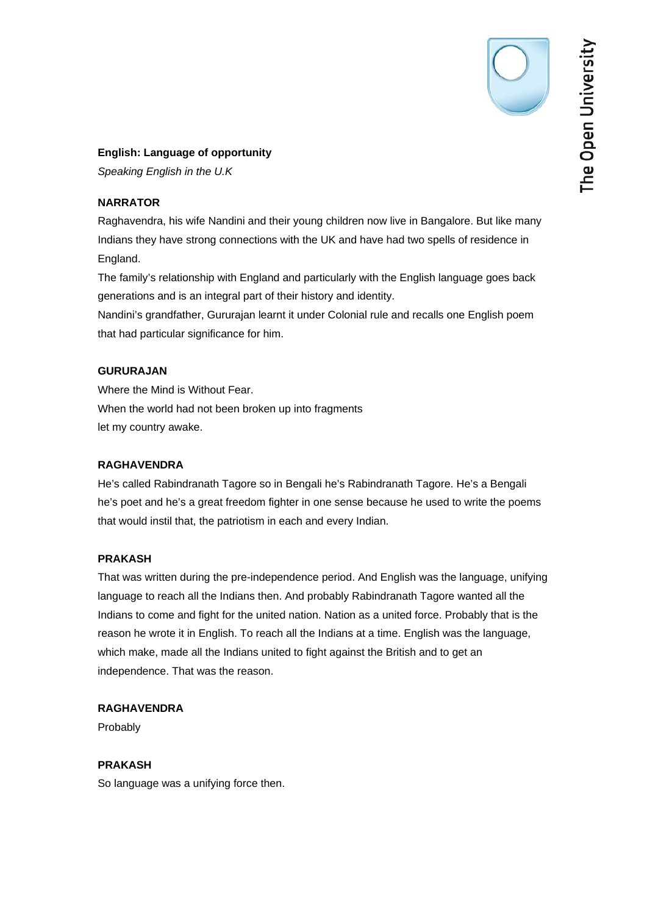**English: Language of opportunity**

*Speaking English in the U.K*

**NARRATOR**

Raghavendra, his wife Nandini and their young children now live in Bangalore. But like many Indians they have strong connections with the UK and have had two spells of residence in England.

The family's relationship with England and particularly with the English language goes back generations and is an integral part of their history and identity.

Nandini's grandfather, Gururajan learnt it under Colonial rule and recalls one English poem that had particular significance for him.

**GURURAJAN**

Where the Mind is Without Fear.
When the world had not been broken up into fragments
let my country awake.

**RAGHAVENDRA**

He's called Rabindranath Tagore so in Bengali he's Rabindranath Tagore. He's a Bengali he's poet and he's a great freedom fighter in one sense because he used to write the poems that would instil that, the patriotism in each and every Indian.

**PRAKASH**

That was written during the pre-independence period. And English was the language, unifying language to reach all the Indians then. And probably Rabindranath Tagore wanted all the Indians to come and fight for the united nation. Nation as a united force. Probably that is the reason he wrote it in English. To reach all the Indians at a time. English was the language, which make, made all the Indians united to fight against the British and to get an independence. That was the reason.

**RAGHAVENDRA**

Probably

**PRAKASH**

So language was a unifying force then.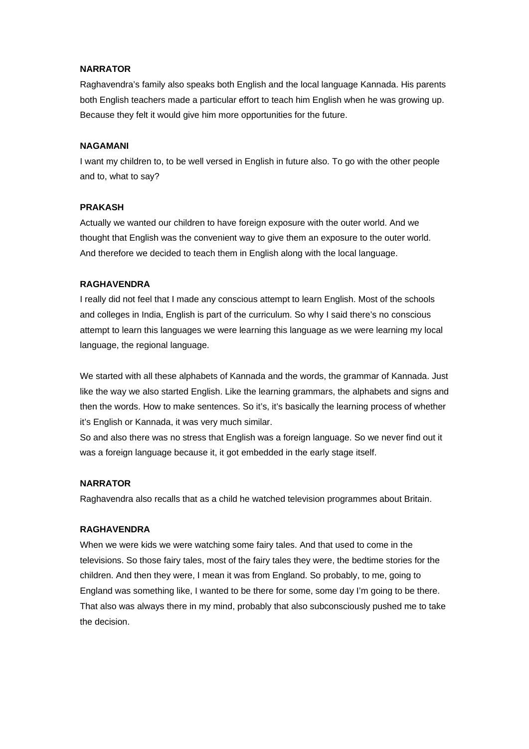**NARRATOR**

Raghavendra's family also speaks both English and the local language Kannada. His parents both English teachers made a particular effort to teach him English when he was growing up. Because they felt it would give him more opportunities for the future.

**NAGAMANI**

I want my children to, to be well versed in English in future also. To go with the other people and to, what to say?

**PRAKASH**

Actually we wanted our children to have foreign exposure with the outer world. And we thought that English was the convenient way to give them an exposure to the outer world. And therefore we decided to teach them in English along with the local language.

**RAGHAVENDRA**

I really did not feel that I made any conscious attempt to learn English. Most of the schools and colleges in India, English is part of the curriculum. So why I said there's no conscious attempt to learn this languages we were learning this language as we were learning my local language, the regional language.

We started with all these alphabets of Kannada and the words, the grammar of Kannada. Just like the way we also started English. Like the learning grammars, the alphabets and signs and then the words. How to make sentences. So it's, it's basically the learning process of whether it's English or Kannada, it was very much similar.
So and also there was no stress that English was a foreign language. So we never find out it was a foreign language because it, it got embedded in the early stage itself.

**NARRATOR**

Raghavendra also recalls that as a child he watched television programmes about Britain.

**RAGHAVENDRA**

When we were kids we were watching some fairy tales. And that used to come in the televisions. So those fairy tales, most of the fairy tales they were, the bedtime stories for the children. And then they were, I mean it was from England. So probably, to me, going to England was something like, I wanted to be there for some, some day I'm going to be there. That also was always there in my mind, probably that also subconsciously pushed me to take the decision.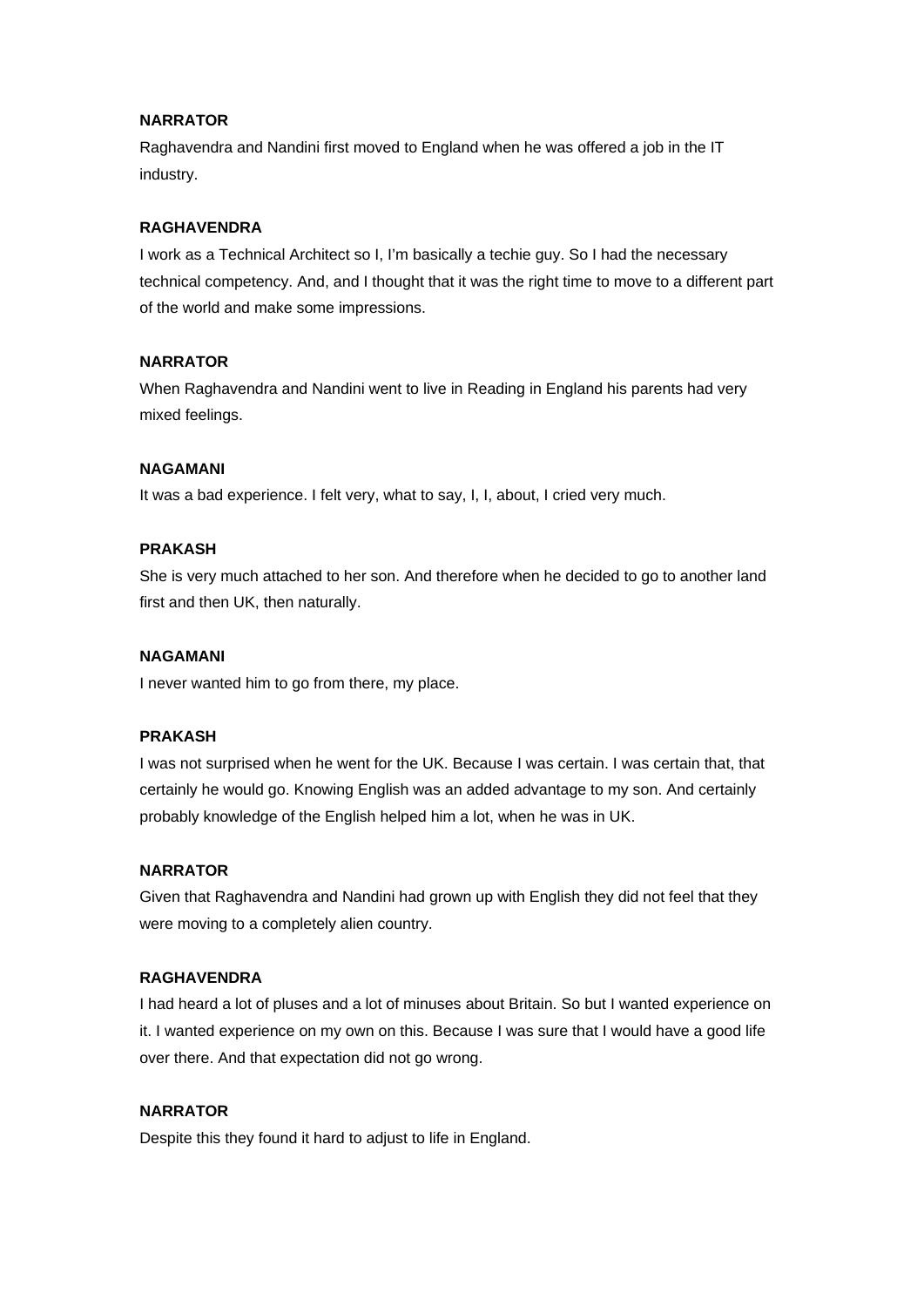**NARRATOR**

Raghavendra and Nandini first moved to England when he was offered a job in the IT industry.

**RAGHAVENDRA**

I work as a Technical Architect so I, I'm basically a techie guy. So I had the necessary technical competency. And, and I thought that it was the right time to move to a different part of the world and make some impressions.

**NARRATOR**

When Raghavendra and Nandini went to live in Reading in England his parents had very mixed feelings.

**NAGAMANI**

It was a bad experience. I felt very, what to say, I, I, about, I cried very much.

**PRAKASH**

She is very much attached to her son. And therefore when he decided to go to another land first and then UK, then naturally.

**NAGAMANI**

I never wanted him to go from there, my place.

**PRAKASH**

I was not surprised when he went for the UK. Because I was certain. I was certain that, that certainly he would go. Knowing English was an added advantage to my son. And certainly probably knowledge of the English helped him a lot, when he was in UK.

**NARRATOR**

Given that Raghavendra and Nandini had grown up with English they did not feel that they were moving to a completely alien country.

**RAGHAVENDRA**

I had heard a lot of pluses and a lot of minuses about Britain. So but I wanted experience on it. I wanted experience on my own on this. Because I was sure that I would have a good life over there. And that expectation did not go wrong.

**NARRATOR**

Despite this they found it hard to adjust to life in England.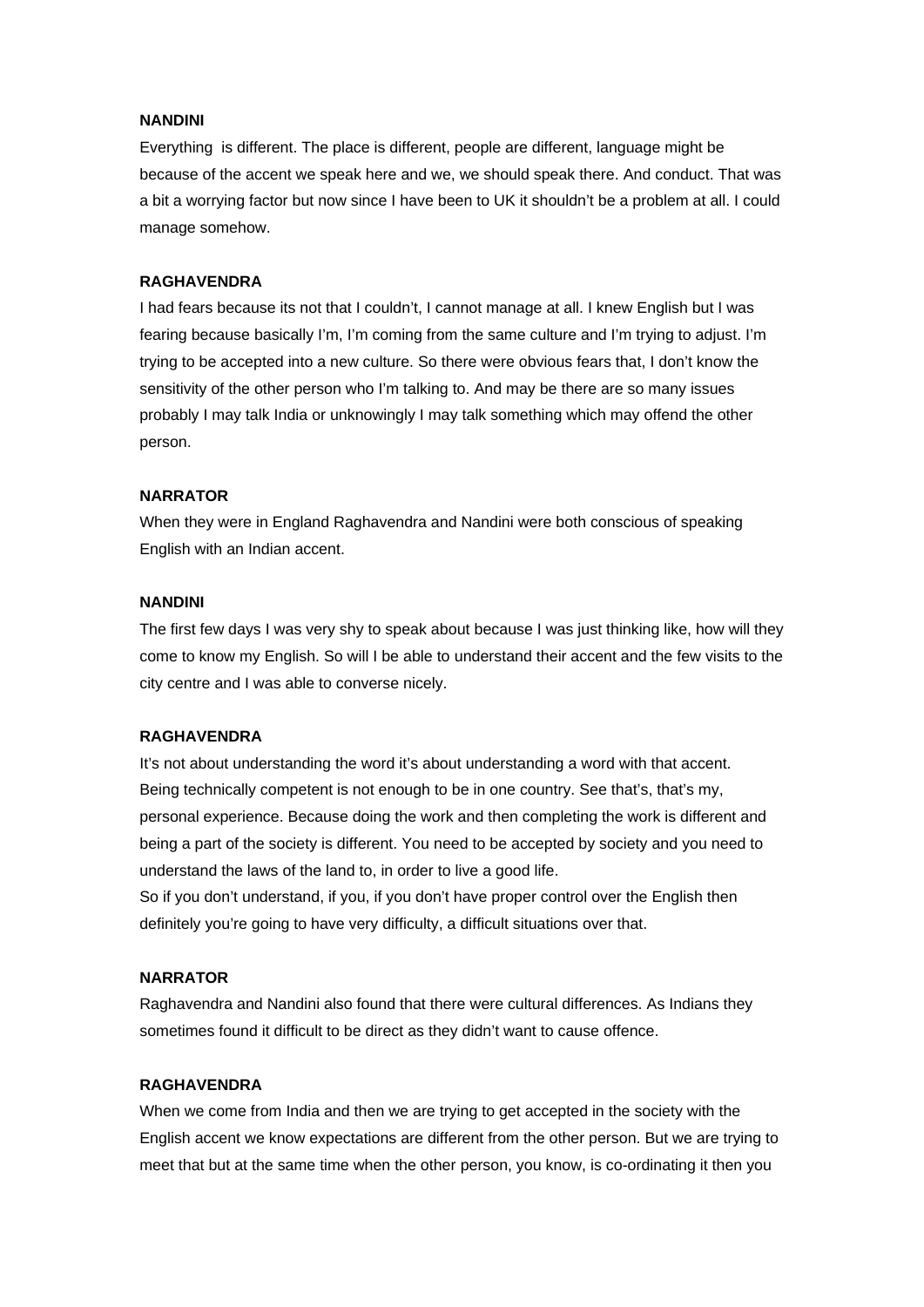**NANDINI**

Everything  is different. The place is different, people are different, language might be because of the accent we speak here and we, we should speak there. And conduct. That was a bit a worrying factor but now since I have been to UK it shouldn't be a problem at all. I could manage somehow.

**RAGHAVENDRA**

I had fears because its not that I couldn't, I cannot manage at all. I knew English but I was fearing because basically I'm, I'm coming from the same culture and I'm trying to adjust. I'm trying to be accepted into a new culture. So there were obvious fears that, I don't know the sensitivity of the other person who I'm talking to. And may be there are so many issues probably I may talk India or unknowingly I may talk something which may offend the other person.

**NARRATOR**

When they were in England Raghavendra and Nandini were both conscious of speaking English with an Indian accent.

**NANDINI**

The first few days I was very shy to speak about because I was just thinking like, how will they come to know my English. So will I be able to understand their accent and the few visits to the city centre and I was able to converse nicely.

**RAGHAVENDRA**

It's not about understanding the word it's about understanding a word with that accent. Being technically competent is not enough to be in one country. See that's, that's my, personal experience. Because doing the work and then completing the work is different and being a part of the society is different. You need to be accepted by society and you need to understand the laws of the land to, in order to live a good life.

So if you don't understand, if you, if you don't have proper control over the English then definitely you're going to have very difficulty, a difficult situations over that.

**NARRATOR**

Raghavendra and Nandini also found that there were cultural differences. As Indians they sometimes found it difficult to be direct as they didn't want to cause offence.

**RAGHAVENDRA**

When we come from India and then we are trying to get accepted in the society with the English accent we know expectations are different from the other person. But we are trying to meet that but at the same time when the other person, you know, is co-ordinating it then you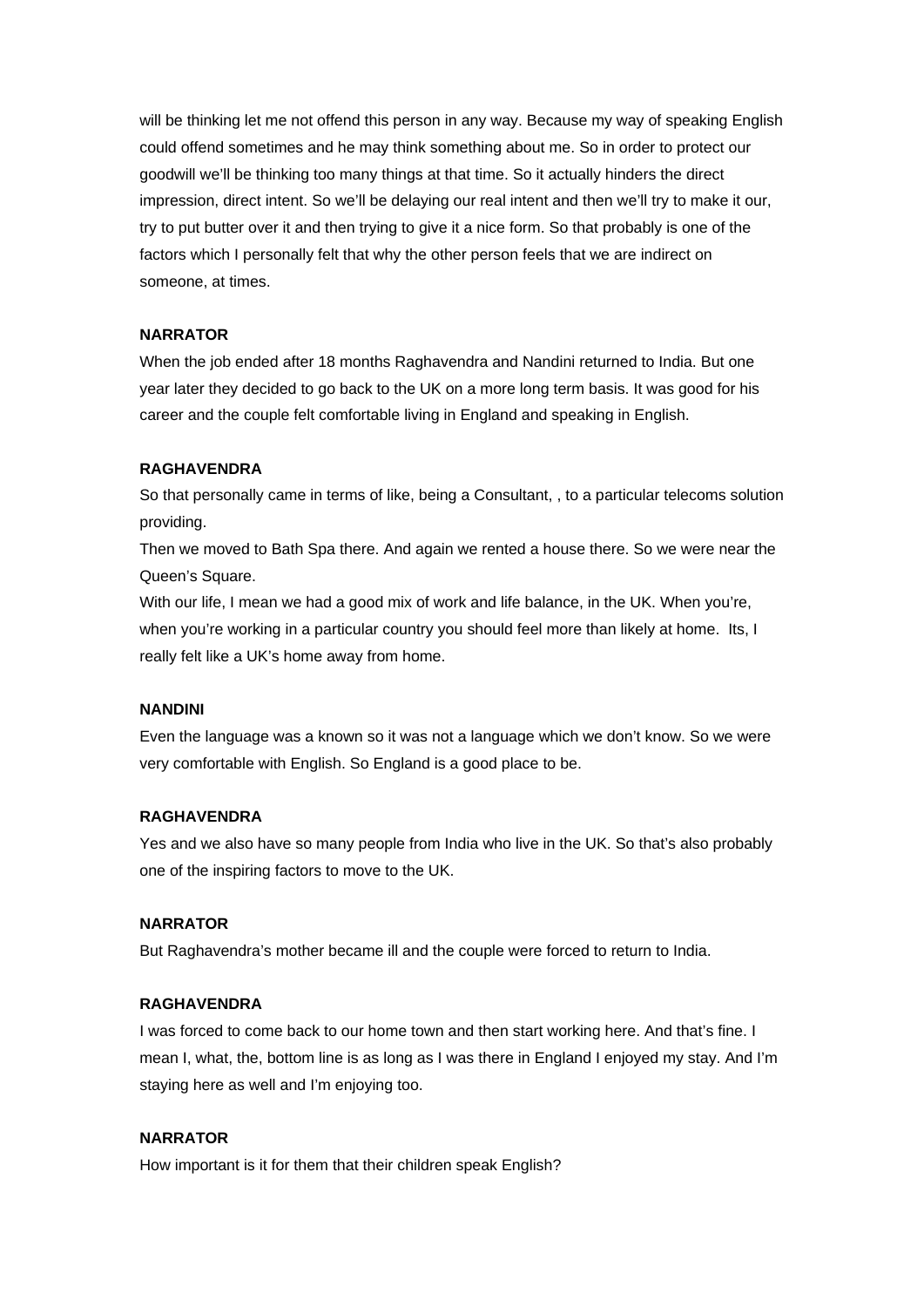will be thinking let me not offend this person in any way. Because my way of speaking English could offend sometimes and he may think something about me. So in order to protect our goodwill we'll be thinking too many things at that time. So it actually hinders the direct impression, direct intent. So we'll be delaying our real intent and then we'll try to make it our, try to put butter over it and then trying to give it a nice form. So that probably is one of the factors which I personally felt that why the other person feels that we are indirect on someone, at times.

**NARRATOR**

When the job ended after 18 months Raghavendra and Nandini returned to India. But one year later they decided to go back to the UK on a more long term basis. It was good for his career and the couple felt comfortable living in England and speaking in English.

**RAGHAVENDRA**

So that personally came in terms of like, being a Consultant, , to a particular telecoms solution providing.

Then we moved to Bath Spa there. And again we rented a house there. So we were near the Queen's Square.

With our life, I mean we had a good mix of work and life balance, in the UK. When you're, when you're working in a particular country you should feel more than likely at home. Its, I really felt like a UK's home away from home.

**NANDINI**

Even the language was a known so it was not a language which we don't know. So we were very comfortable with English. So England is a good place to be.

**RAGHAVENDRA**

Yes and we also have so many people from India who live in the UK. So that's also probably one of the inspiring factors to move to the UK.

**NARRATOR**

But Raghavendra's mother became ill and the couple were forced to return to India.

**RAGHAVENDRA**

I was forced to come back to our home town and then start working here. And that's fine. I mean I, what, the, bottom line is as long as I was there in England I enjoyed my stay. And I'm staying here as well and I'm enjoying too.

**NARRATOR**

How important is it for them that their children speak English?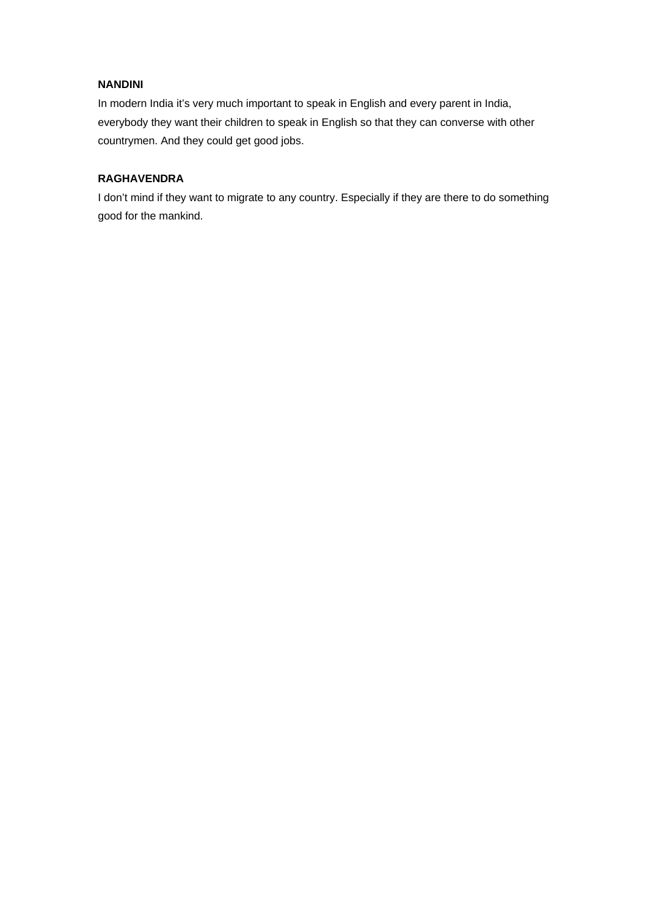**NANDINI**

In modern India it's very much important to speak in English and every parent in India, everybody they want their children to speak in English so that they can converse with other countrymen. And they could get good jobs.

**RAGHAVENDRA**

I don't mind if they want to migrate to any country. Especially if they are there to do something good for the mankind.